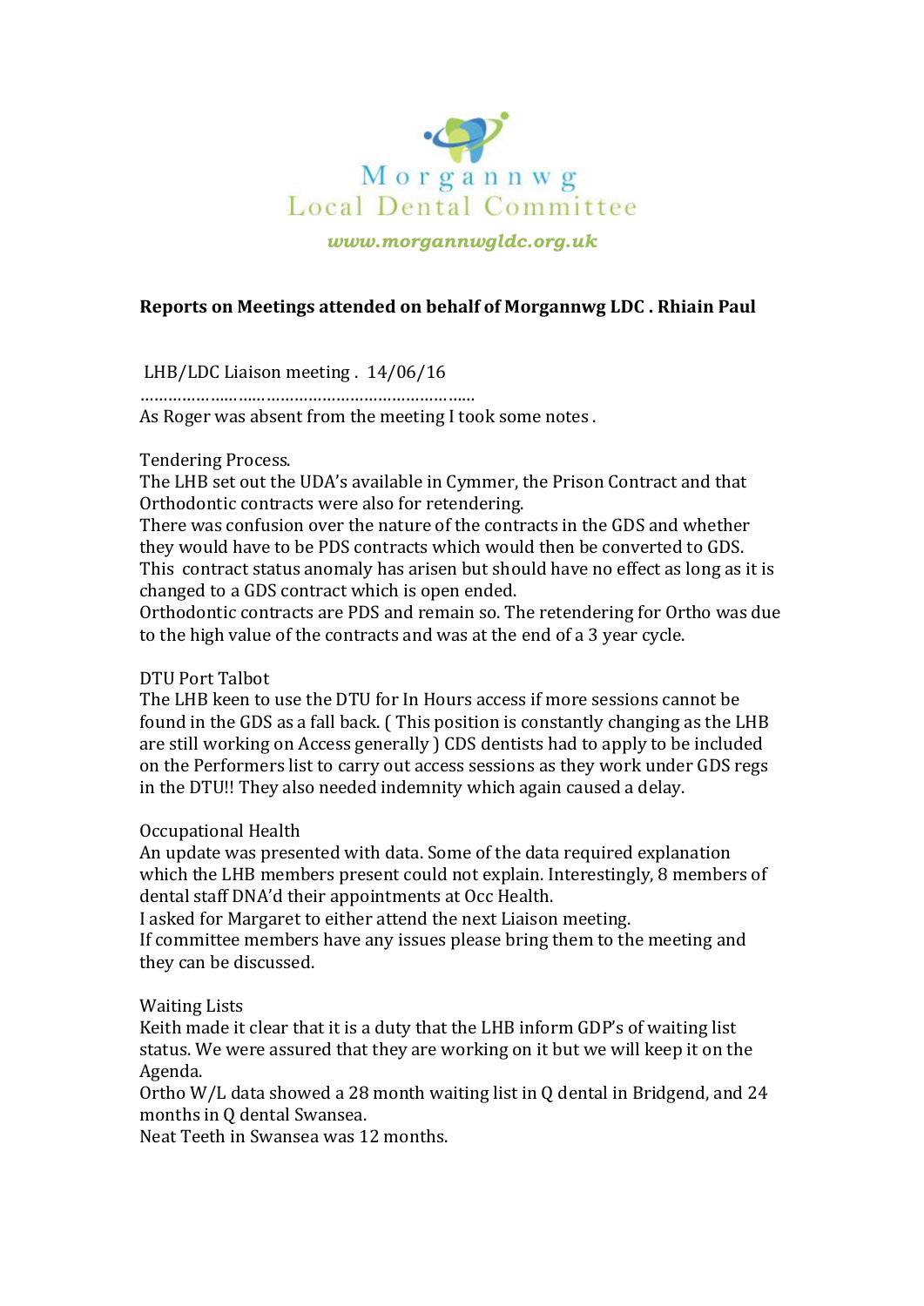Morgannwg
Local Dental Committee

*www.morgannwgldc.org.uk*

**Reports on Meetings attended on behalf of Morgannwg LDC . Rhiain Paul**

LHB/LDC Liaison meeting . 14/06/16

………………………………………………………

As Roger was absent from the meeting I took some notes .

Tendering Process.

The LHB set out the UDA's available in Cymmer, the Prison Contract and that Orthodontic contracts were also for retendering.

There was confusion over the nature of the contracts in the GDS and whether they would have to be PDS contracts which would then be converted to GDS. This contract status anomaly has arisen but should have no effect as long as it is changed to a GDS contract which is open ended.

Orthodontic contracts are PDS and remain so. The retendering for Ortho was due to the high value of the contracts and was at the end of a 3 year cycle.

DTU Port Talbot

The LHB keen to use the DTU for In Hours access if more sessions cannot be found in the GDS as a fall back. ( This position is constantly changing as the LHB are still working on Access generally ) CDS dentists had to apply to be included on the Performers list to carry out access sessions as they work under GDS regs in the DTU!! They also needed indemnity which again caused a delay.

Occupational Health

An update was presented with data. Some of the data required explanation which the LHB members present could not explain. Interestingly, 8 members of dental staff DNA'd their appointments at Occ Health.

I asked for Margaret to either attend the next Liaison meeting.

If committee members have any issues please bring them to the meeting and they can be discussed.

Waiting Lists

Keith made it clear that it is a duty that the LHB inform GDP's of waiting list status. We were assured that they are working on it but we will keep it on the Agenda.

Ortho W/L data showed a 28 month waiting list in Q dental in Bridgend, and 24 months in Q dental Swansea.

Neat Teeth in Swansea was 12 months.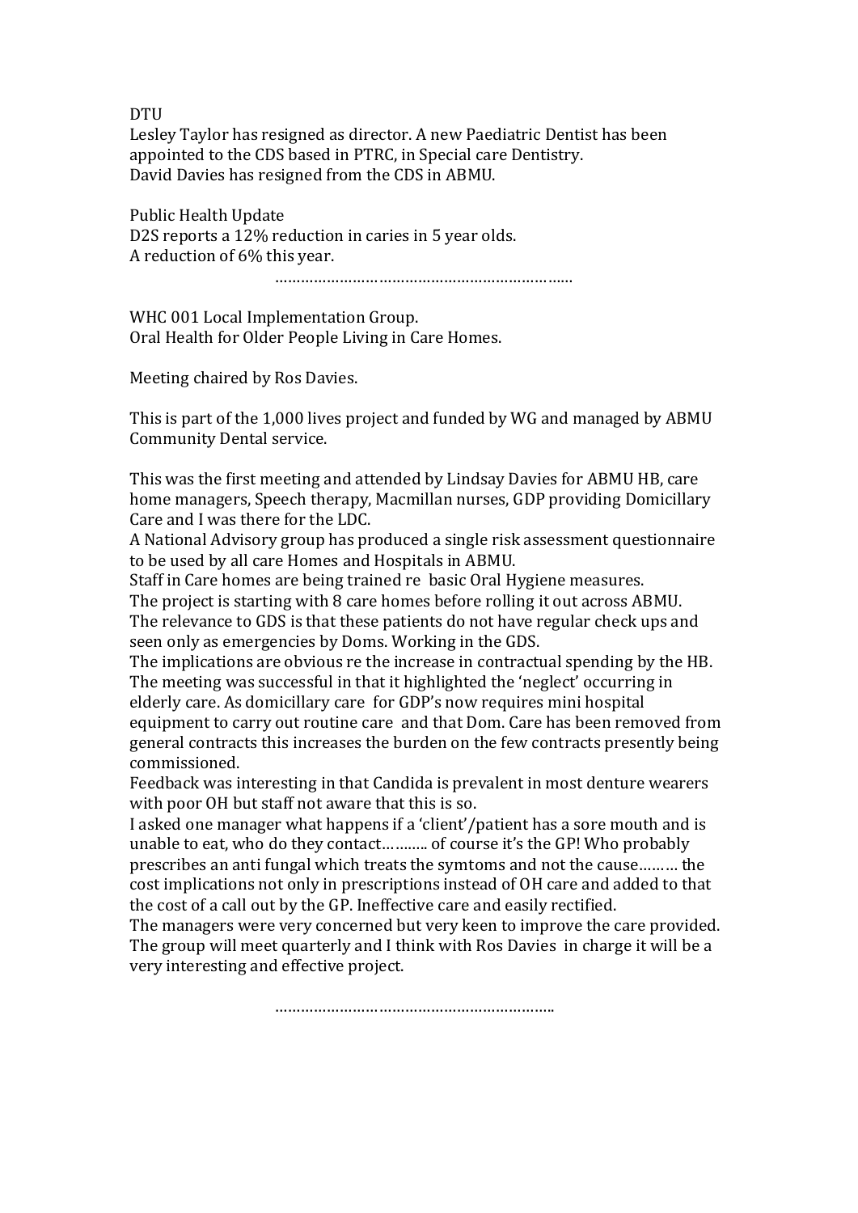DTU

Lesley Taylor has resigned as director. A new Paediatric Dentist has been appointed to the CDS based in PTRC, in Special care Dentistry.

David Davies has resigned from the CDS in ABMU.

Public Health Update

D2S reports a 12% reduction in caries in 5 year olds.

A reduction of 6% this year.

…………………………………………………………..

WHC 001 Local Implementation Group.

Oral Health for Older People Living in Care Homes.

Meeting chaired by Ros Davies.

This is part of the 1,000 lives project and funded by WG and managed by ABMU Community Dental service.

This was the first meeting and attended by Lindsay Davies for ABMU HB, care home managers, Speech therapy, Macmillan nurses, GDP providing Domicillary Care and I was there for the LDC.

A National Advisory group has produced a single risk assessment questionnaire to be used by all care Homes and Hospitals in ABMU.

Staff in Care homes are being trained re basic Oral Hygiene measures.

The project is starting with 8 care homes before rolling it out across ABMU.

The relevance to GDS is that these patients do not have regular check ups and seen only as emergencies by Doms. Working in the GDS.

The implications are obvious re the increase in contractual spending by the HB.

The meeting was successful in that it highlighted the 'neglect' occurring in elderly care. As domicillary care for GDP's now requires mini hospital equipment to carry out routine care and that Dom. Care has been removed from general contracts this increases the burden on the few contracts presently being commissioned.

Feedback was interesting in that Candida is prevalent in most denture wearers with poor OH but staff not aware that this is so.

I asked one manager what happens if a 'client'/patient has a sore mouth and is unable to eat, who do they contact……….. of course it's the GP! Who probably prescribes an anti fungal which treats the symtoms and not the cause……… the cost implications not only in prescriptions instead of OH care and added to that the cost of a call out by the GP. Ineffective care and easily rectified.

The managers were very concerned but very keen to improve the care provided.

The group will meet quarterly and I think with Ros Davies in charge it will be a very interesting and effective project.

………………………………………………………..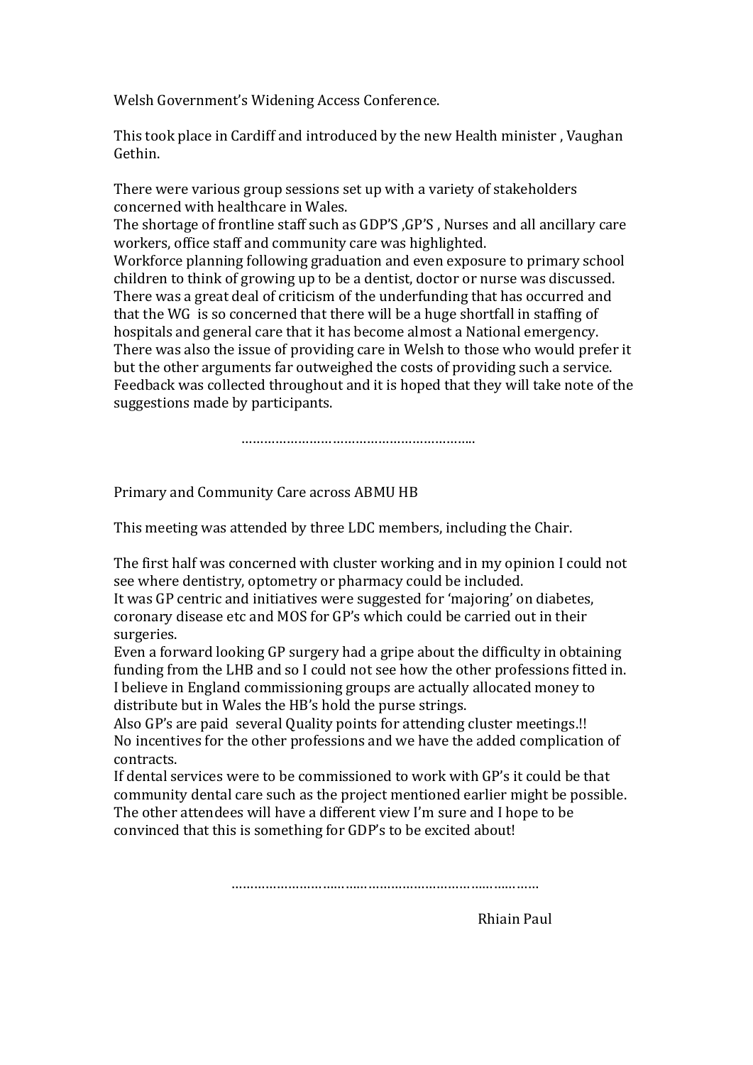Welsh Government's Widening Access Conference.

This took place in Cardiff and introduced by the new Health minister , Vaughan Gethin.

There were various group sessions set up with a variety of stakeholders concerned with healthcare in Wales.
The shortage of frontline staff such as GDP'S ,GP'S , Nurses and all ancillary care workers, office staff and community care was highlighted.
Workforce planning following graduation and even exposure to primary school children to think of growing up to be a dentist, doctor or nurse was discussed.
There was a great deal of criticism of the underfunding that has occurred and that the WG is so concerned that there will be a huge shortfall in staffing of hospitals and general care that it has become almost a National emergency.
There was also the issue of providing care in Welsh to those who would prefer it but the other arguments far outweighed the costs of providing such a service.
Feedback was collected throughout and it is hoped that they will take note of the suggestions made by participants.

……………………………………………………..

Primary and Community Care across ABMU HB

This meeting was attended by three LDC members, including the Chair.

The first half was concerned with cluster working and in my opinion I could not see where dentistry, optometry or pharmacy could be included.
It was GP centric and initiatives were suggested for 'majoring' on diabetes, coronary disease etc and MOS for GP's which could be carried out in their surgeries.
Even a forward looking GP surgery had a gripe about the difficulty in obtaining funding from the LHB and so I could not see how the other professions fitted in.
I believe in England commissioning groups are actually allocated money to distribute but in Wales the HB's hold the purse strings.
Also GP's are paid several Quality points for attending cluster meetings.!!
No incentives for the other professions and we have the added complication of contracts.
If dental services were to be commissioned to work with GP's it could be that community dental care such as the project mentioned earlier might be possible.
The other attendees will have a different view I'm sure and I hope to be convinced that this is something for GDP's to be excited about!

……………………………………………………………………

Rhiain Paul